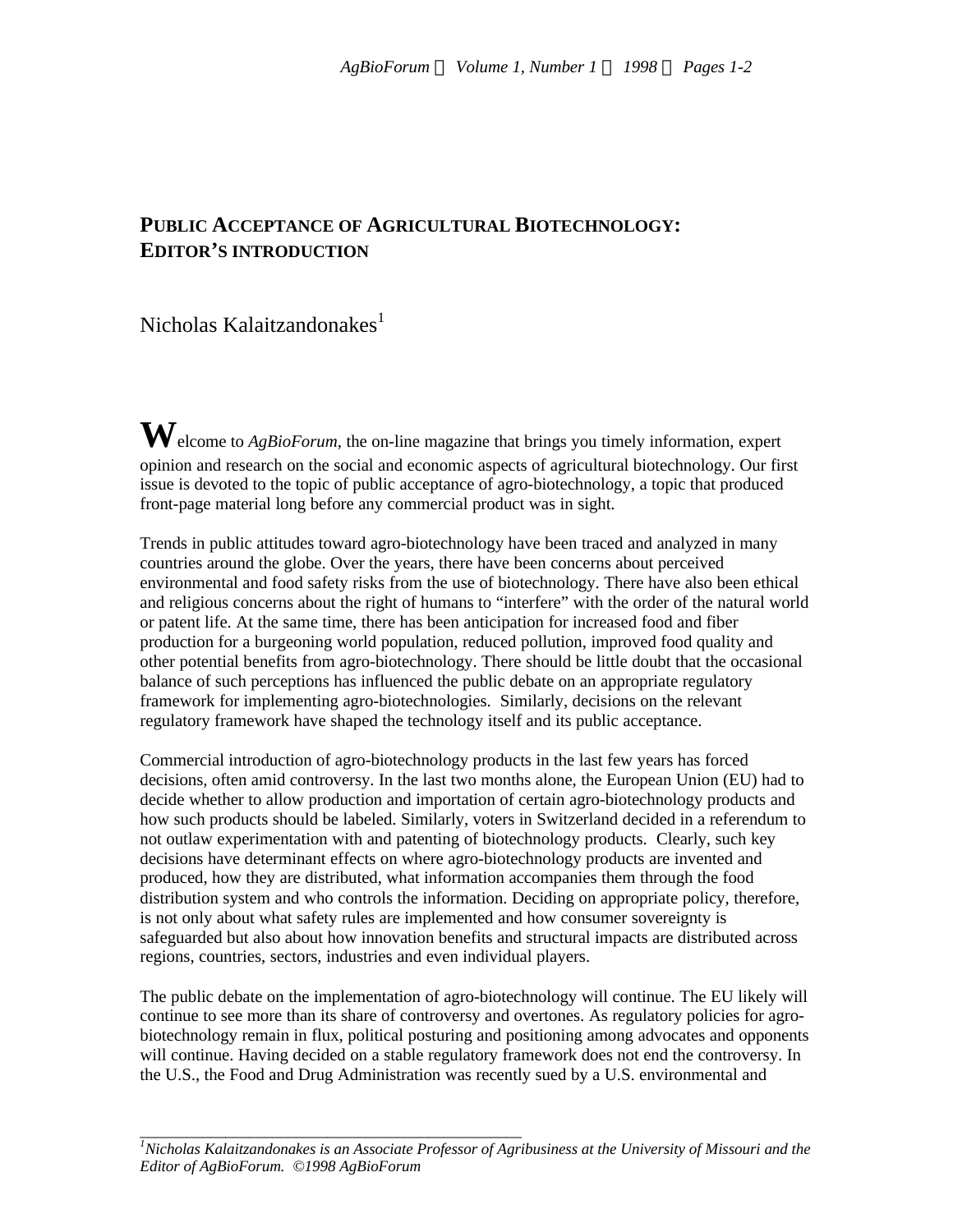# PUBLIC ACCEPTANCE OF AGRICULTURAL BIOTECHNOLOGY: EDITOR'S INTRODUCTION

Nicholas Kalaitzandonakes[1]

Welcome to *AgBioForum*, the on-line magazine that brings you timely information, expert opinion and research on the social and economic aspects of agricultural biotechnology. Our first issue is devoted to the topic of public acceptance of agro-biotechnology, a topic that produced front-page material long before any commercial product was in sight.

Trends in public attitudes toward agro-biotechnology have been traced and analyzed in many countries around the globe. Over the years, there have been concerns about perceived environmental and food safety risks from the use of biotechnology. There have also been ethical and religious concerns about the right of humans to "interfere" with the order of the natural world or patent life. At the same time, there has been anticipation for increased food and fiber production for a burgeoning world population, reduced pollution, improved food quality and other potential benefits from agro-biotechnology. There should be little doubt that the occasional balance of such perceptions has influenced the public debate on an appropriate regulatory framework for implementing agro-biotechnologies. Similarly, decisions on the relevant regulatory framework have shaped the technology itself and its public acceptance.

Commercial introduction of agro-biotechnology products in the last few years has forced decisions, often amid controversy. In the last two months alone, the European Union (EU) had to decide whether to allow production and importation of certain agro-biotechnology products and how such products should be labeled. Similarly, voters in Switzerland decided in a referendum to not outlaw experimentation with and patenting of biotechnology products. Clearly, such key decisions have determinant effects on where agro-biotechnology products are invented and produced, how they are distributed, what information accompanies them through the food distribution system and who controls the information. Deciding on appropriate policy, therefore, is not only about what safety rules are implemented and how consumer sovereignty is safeguarded but also about how innovation benefits and structural impacts are distributed across regions, countries, sectors, industries and even individual players.

The public debate on the implementation of agro-biotechnology will continue. The EU likely will continue to see more than its share of controversy and overtones. As regulatory policies for agro-biotechnology remain in flux, political posturing and positioning among advocates and opponents will continue. Having decided on a stable regulatory framework does not end the controversy. In the U.S., the Food and Drug Administration was recently sued by a U.S. environmental and

---

[1] *Nicholas Kalaitzandonakes is an Associate Professor of Agribusiness at the University of Missouri and the Editor of AgBioForum. ©1998 AgBioForum*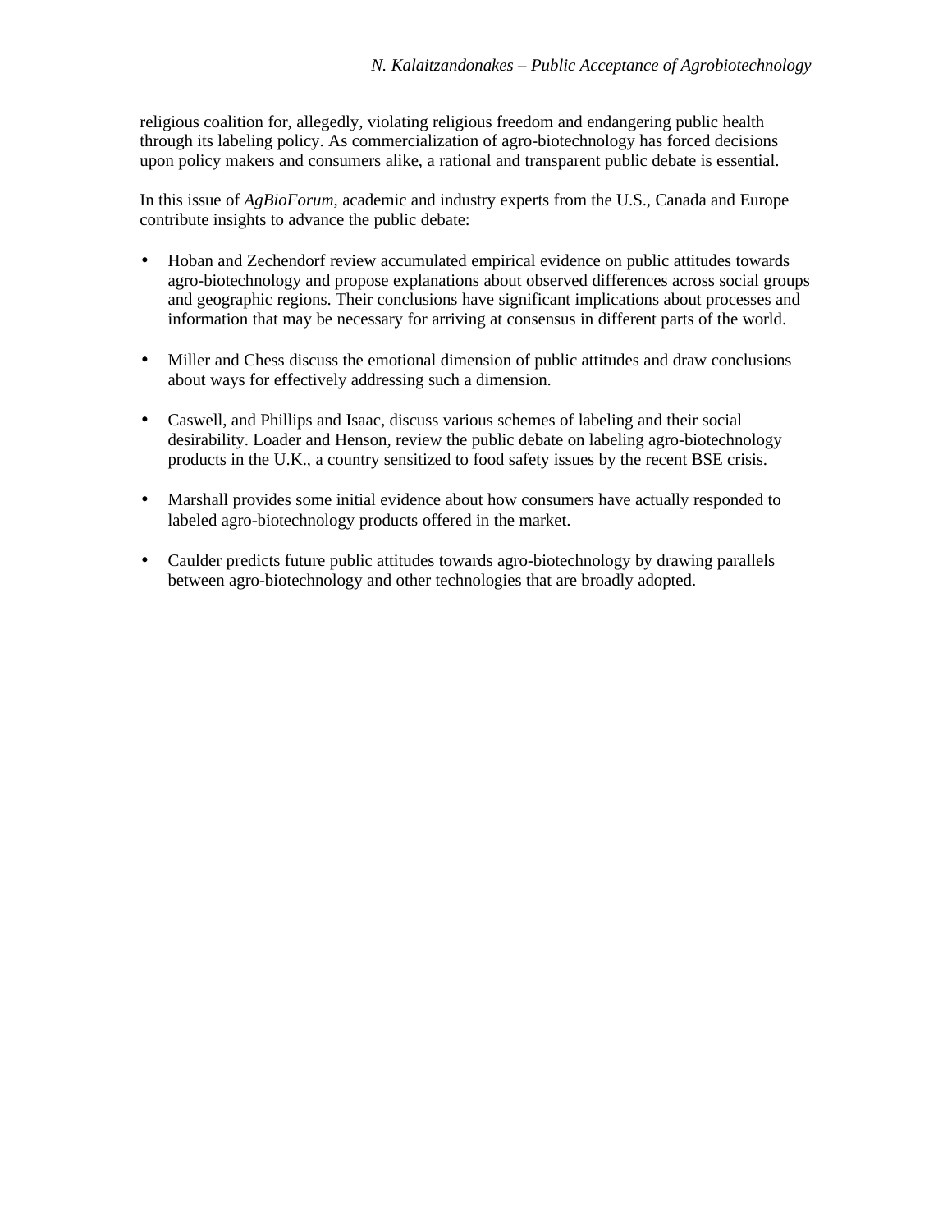religious coalition for, allegedly, violating religious freedom and endangering public health through its labeling policy. As commercialization of agro-biotechnology has forced decisions upon policy makers and consumers alike, a rational and transparent public debate is essential.

In this issue of *AgBioForum*, academic and industry experts from the U.S., Canada and Europe contribute insights to advance the public debate:

- Hoban and Zechendorf review accumulated empirical evidence on public attitudes towards agro-biotechnology and propose explanations about observed differences across social groups and geographic regions. Their conclusions have significant implications about processes and information that may be necessary for arriving at consensus in different parts of the world.

- Miller and Chess discuss the emotional dimension of public attitudes and draw conclusions about ways for effectively addressing such a dimension.

- Caswell, and Phillips and Isaac, discuss various schemes of labeling and their social desirability. Loader and Henson, review the public debate on labeling agro-biotechnology products in the U.K., a country sensitized to food safety issues by the recent BSE crisis.

- Marshall provides some initial evidence about how consumers have actually responded to labeled agro-biotechnology products offered in the market.

- Caulder predicts future public attitudes towards agro-biotechnology by drawing parallels between agro-biotechnology and other technologies that are broadly adopted.